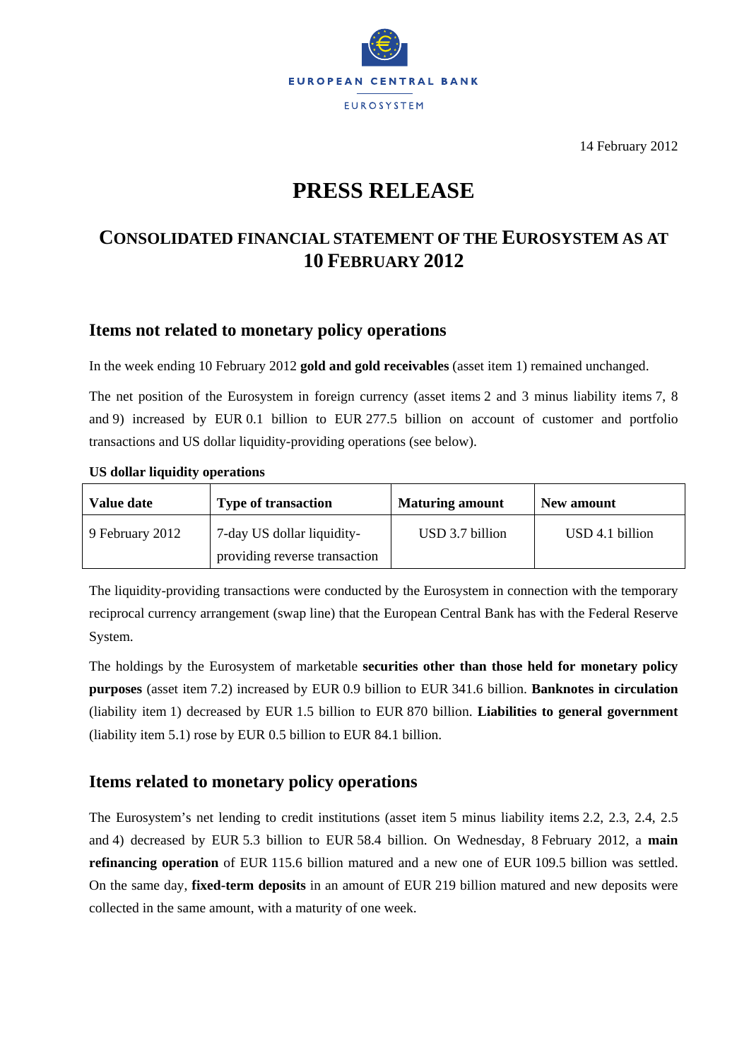EUROPEAN CENTRAL BANK

EUROSYSTEM

14 February 2012

# PRESS RELEASE

## CONSOLIDATED FINANCIAL STATEMENT OF THE EUROSYSTEM AS AT 10 FEBRUARY 2012

### Items not related to monetary policy operations

In the week ending 10 February 2012 **gold and gold receivables** (asset item 1) remained unchanged.

The net position of the Eurosystem in foreign currency (asset items 2 and 3 minus liability items 7, 8 and 9) increased by EUR 0.1 billion to EUR 277.5 billion on account of customer and portfolio transactions and US dollar liquidity-providing operations (see below).

**US dollar liquidity operations**

| Value date | Type of transaction | Maturing amount | New amount |
|---|---|---|---|
| 9 February 2012 | 7-day US dollar liquidity-providing reverse transaction | USD 3.7 billion | USD 4.1 billion |

The liquidity-providing transactions were conducted by the Eurosystem in connection with the temporary reciprocal currency arrangement (swap line) that the European Central Bank has with the Federal Reserve System.

The holdings by the Eurosystem of marketable **securities other than those held for monetary policy purposes** (asset item 7.2) increased by EUR 0.9 billion to EUR 341.6 billion. **Banknotes in circulation** (liability item 1) decreased by EUR 1.5 billion to EUR 870 billion. **Liabilities to general government** (liability item 5.1) rose by EUR 0.5 billion to EUR 84.1 billion.

### Items related to monetary policy operations

The Eurosystem's net lending to credit institutions (asset item 5 minus liability items 2.2, 2.3, 2.4, 2.5 and 4) decreased by EUR 5.3 billion to EUR 58.4 billion. On Wednesday, 8 February 2012, a **main refinancing operation** of EUR 115.6 billion matured and a new one of EUR 109.5 billion was settled. On the same day, **fixed-term deposits** in an amount of EUR 219 billion matured and new deposits were collected in the same amount, with a maturity of one week.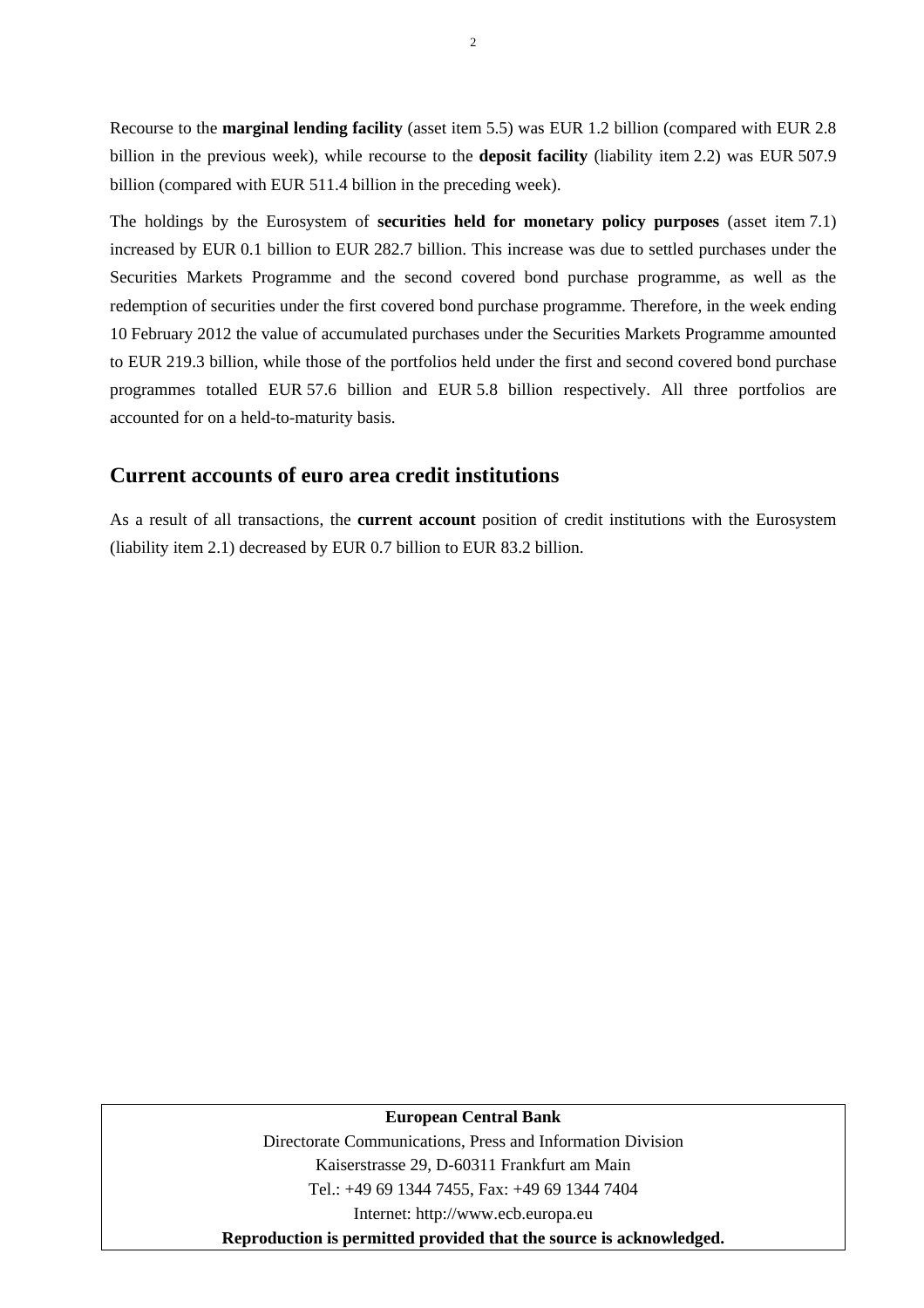Recourse to the **marginal lending facility** (asset item 5.5) was EUR 1.2 billion (compared with EUR 2.8 billion in the previous week), while recourse to the **deposit facility** (liability item 2.2) was EUR 507.9 billion (compared with EUR 511.4 billion in the preceding week).

The holdings by the Eurosystem of **securities held for monetary policy purposes** (asset item 7.1) increased by EUR 0.1 billion to EUR 282.7 billion. This increase was due to settled purchases under the Securities Markets Programme and the second covered bond purchase programme, as well as the redemption of securities under the first covered bond purchase programme. Therefore, in the week ending 10 February 2012 the value of accumulated purchases under the Securities Markets Programme amounted to EUR 219.3 billion, while those of the portfolios held under the first and second covered bond purchase programmes totalled EUR 57.6 billion and EUR 5.8 billion respectively. All three portfolios are accounted for on a held-to-maturity basis.

## Current accounts of euro area credit institutions

As a result of all transactions, the **current account** position of credit institutions with the Eurosystem (liability item 2.1) decreased by EUR 0.7 billion to EUR 83.2 billion.

**European Central Bank**

Directorate Communications, Press and Information Division

Kaiserstrasse 29, D-60311 Frankfurt am Main

Tel.: +49 69 1344 7455, Fax: +49 69 1344 7404

Internet: http://www.ecb.europa.eu

**Reproduction is permitted provided that the source is acknowledged.**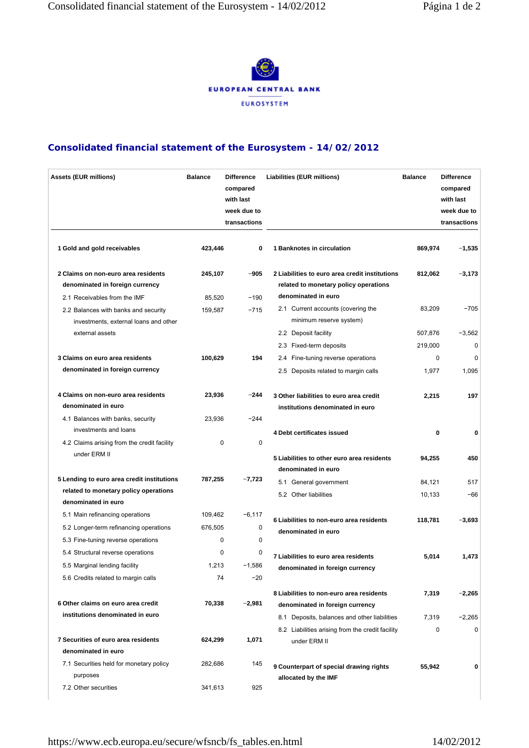EUROPEAN CENTRAL BANK

EUROSYSTEM

## Consolidated financial statement of the Eurosystem - 14/02/2012

| Assets (EUR millions) | Balance | Difference compared with last week due to transactions | Liabilities (EUR millions) | Balance | Difference compared with last week due to transactions |
|---|---|---|---|---|---|
| **1 Gold and gold receivables** | **423,446** | **0** | **1 Banknotes in circulation** | **869,974** | **−1,535** |
| **2 Claims on non-euro area residents denominated in foreign currency** | **245,107** | **−905** | **2 Liabilities to euro area credit institutions related to monetary policy operations denominated in euro** | **812,062** | **−3,173** |
| 2.1 Receivables from the IMF | 85,520 | −190 | 2.1 Current accounts (covering the minimum reserve system) | 83,209 | −705 |
| 2.2 Balances with banks and security investments, external loans and other external assets | 159,587 | −715 | 2.2 Deposit facility | 507,876 | −3,562 |
| | | | 2.3 Fixed-term deposits | 219,000 | 0 |
| **3 Claims on euro area residents denominated in foreign currency** | **100,629** | **194** | 2.4 Fine-tuning reverse operations | 0 | 0 |
| | | | 2.5 Deposits related to margin calls | 1,977 | 1,095 |
| **4 Claims on non-euro area residents denominated in euro** | **23,936** | **−244** | **3 Other liabilities to euro area credit institutions denominated in euro** | **2,215** | **197** |
| 4.1 Balances with banks, security investments and loans | 23,936 | −244 | | | |
| 4.2 Claims arising from the credit facility under ERM II | 0 | 0 | **4 Debt certificates issued** | **0** | **0** |
| | | | **5 Liabilities to other euro area residents denominated in euro** | **94,255** | **450** |
| **5 Lending to euro area credit institutions related to monetary policy operations denominated in euro** | **787,255** | **−7,723** | 5.1 General government | 84,121 | 517 |
| | | | 5.2 Other liabilities | 10,133 | −66 |
| 5.1 Main refinancing operations | 109,462 | −6,117 | **6 Liabilities to non-euro area residents denominated in euro** | **118,781** | **−3,693** |
| 5.2 Longer-term refinancing operations | 676,505 | 0 | | | |
| 5.3 Fine-tuning reverse operations | 0 | 0 | | | |
| 5.4 Structural reverse operations | 0 | 0 | **7 Liabilities to euro area residents denominated in foreign currency** | **5,014** | **1,473** |
| 5.5 Marginal lending facility | 1,213 | −1,586 | | | |
| 5.6 Credits related to margin calls | 74 | −20 | | | |
| | | | **8 Liabilities to non-euro area residents denominated in foreign currency** | **7,319** | **−2,265** |
| **6 Other claims on euro area credit institutions denominated in euro** | **70,338** | **−2,981** | 8.1 Deposits, balances and other liabilities | 7,319 | −2,265 |
| | | | 8.2 Liabilities arising from the credit facility under ERM II | 0 | 0 |
| **7 Securities of euro area residents denominated in euro** | **624,299** | **1,071** | | | |
| 7.1 Securities held for monetary policy purposes | 282,686 | 145 | **9 Counterpart of special drawing rights allocated by the IMF** | **55,942** | **0** |
| 7.2 Other securities | 341,613 | 925 | | | |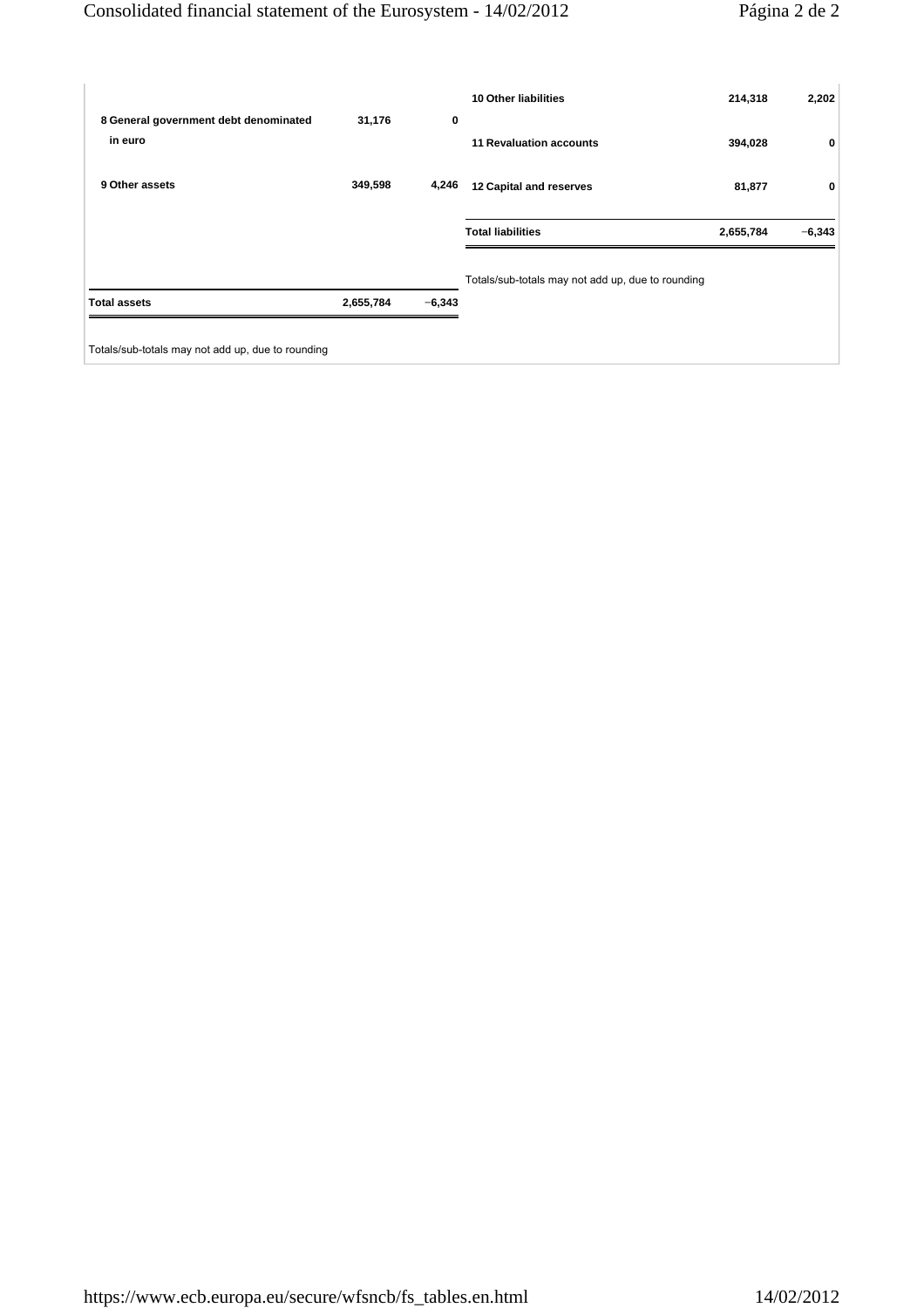| | | | | | |
|---|---|---|---|---|---|
| | | | **10 Other liabilities** | **214,318** | **2,202** |
| **8 General government debt denominated in euro** | **31,176** | **0** | **11 Revaluation accounts** | **394,028** | **0** |
| **9 Other assets** | **349,598** | **4,246** | **12 Capital and reserves** | **81,877** | **0** |
| | | | **Total liabilities** | **2,655,784** | **−6,343** |
| **Total assets** | **2,655,784** | **−6,343** | | | |

Totals/sub-totals may not add up, due to rounding

Totals/sub-totals may not add up, due to rounding